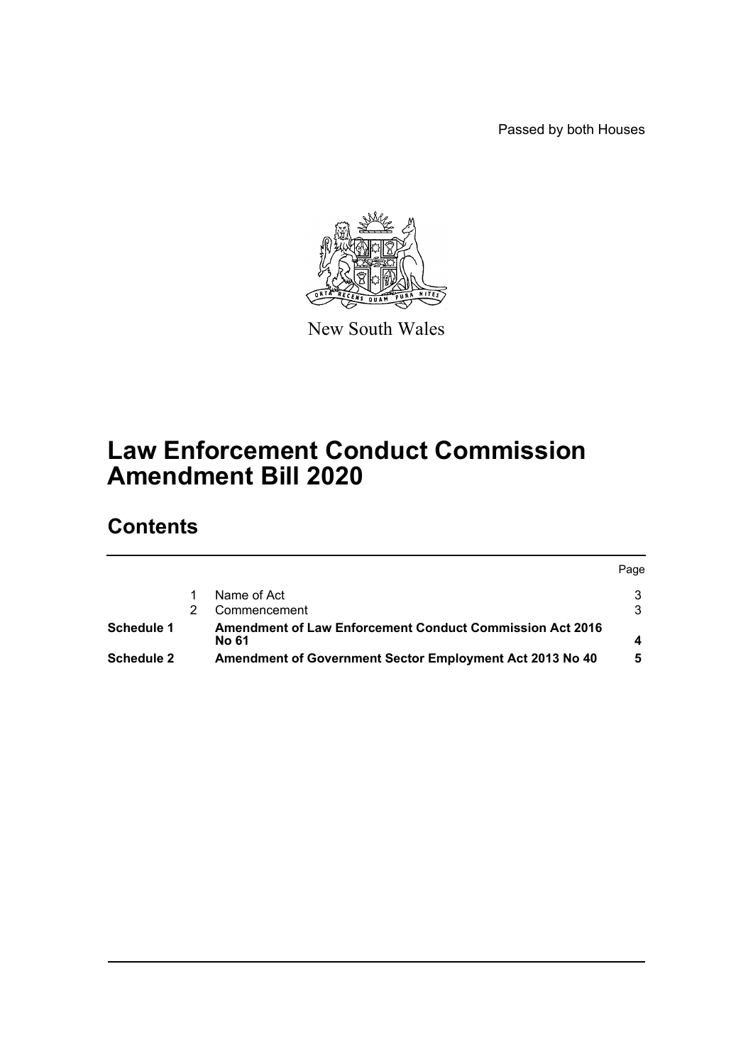Passed by both Houses

New South Wales

# Law Enforcement Conduct Commission Amendment Bill 2020

## Contents

| | | | Page |
|---|---|---|---|
| | 1 | Name of Act | 3 |
| | 2 | Commencement | 3 |
| **Schedule 1** | | **Amendment of Law Enforcement Conduct Commission Act 2016 No 61** | **4** |
| **Schedule 2** | | **Amendment of Government Sector Employment Act 2013 No 40** | **5** |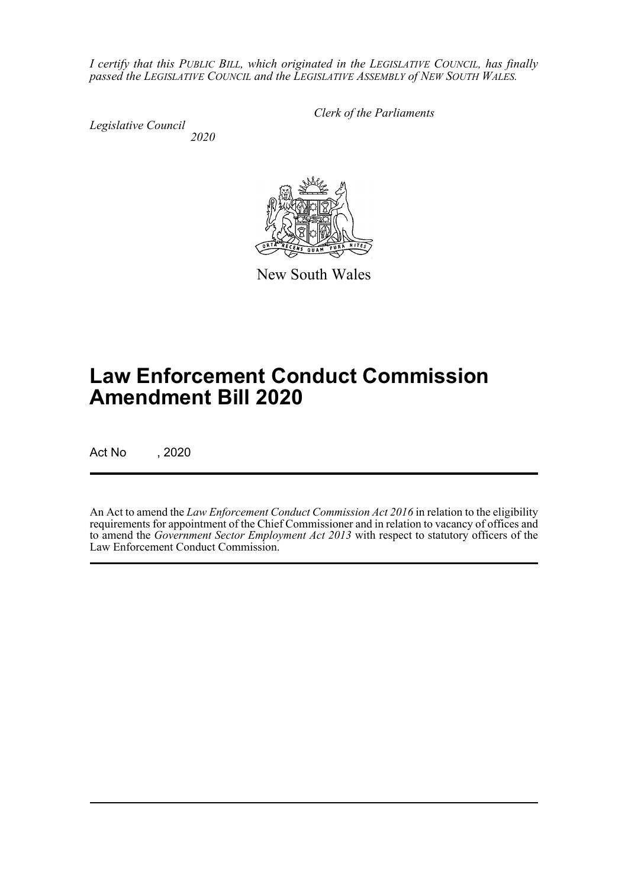*I certify that this PUBLIC BILL, which originated in the LEGISLATIVE COUNCIL, has finally passed the LEGISLATIVE COUNCIL and the LEGISLATIVE ASSEMBLY of NEW SOUTH WALES.*

*Clerk of the Parliaments*

*Legislative Council*
*2020*

New South Wales

# Law Enforcement Conduct Commission Amendment Bill 2020

Act No , 2020

An Act to amend the *Law Enforcement Conduct Commission Act 2016* in relation to the eligibility requirements for appointment of the Chief Commissioner and in relation to vacancy of offices and to amend the *Government Sector Employment Act 2013* with respect to statutory officers of the Law Enforcement Conduct Commission.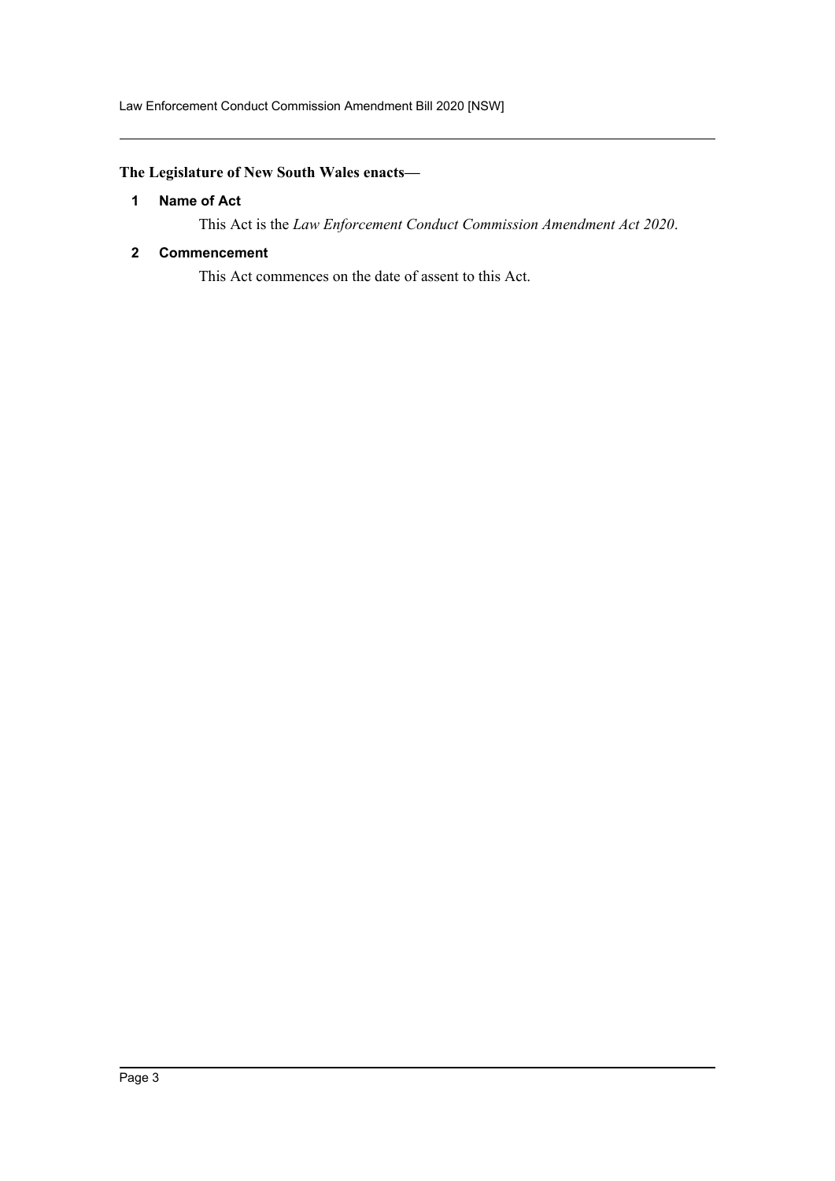**The Legislature of New South Wales enacts—**

## 1 Name of Act

This Act is the *Law Enforcement Conduct Commission Amendment Act 2020*.

## 2 Commencement

This Act commences on the date of assent to this Act.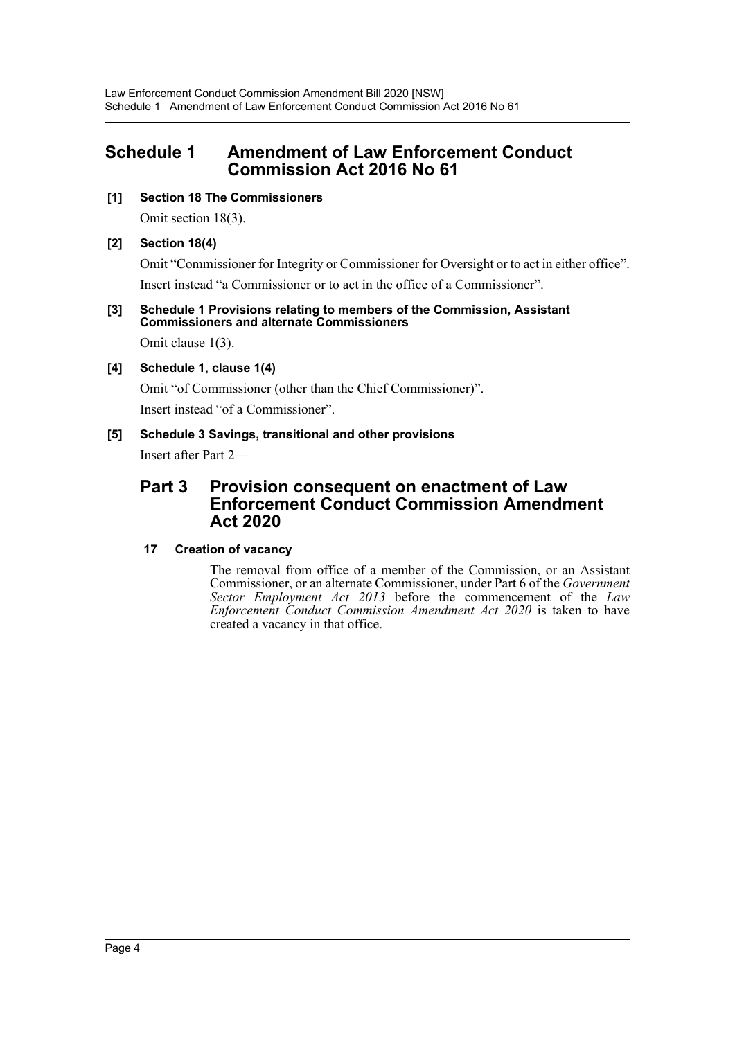# Schedule 1 Amendment of Law Enforcement Conduct Commission Act 2016 No 61

**[1] Section 18 The Commissioners**

Omit section 18(3).

**[2] Section 18(4)**

Omit "Commissioner for Integrity or Commissioner for Oversight or to act in either office".

Insert instead "a Commissioner or to act in the office of a Commissioner".

**[3] Schedule 1 Provisions relating to members of the Commission, Assistant Commissioners and alternate Commissioners**

Omit clause 1(3).

**[4] Schedule 1, clause 1(4)**

Omit "of Commissioner (other than the Chief Commissioner)".

Insert instead "of a Commissioner".

**[5] Schedule 3 Savings, transitional and other provisions**

Insert after Part 2—

## Part 3 Provision consequent on enactment of Law Enforcement Conduct Commission Amendment Act 2020

**17 Creation of vacancy**

The removal from office of a member of the Commission, or an Assistant Commissioner, or an alternate Commissioner, under Part 6 of the *Government Sector Employment Act 2013* before the commencement of the *Law Enforcement Conduct Commission Amendment Act 2020* is taken to have created a vacancy in that office.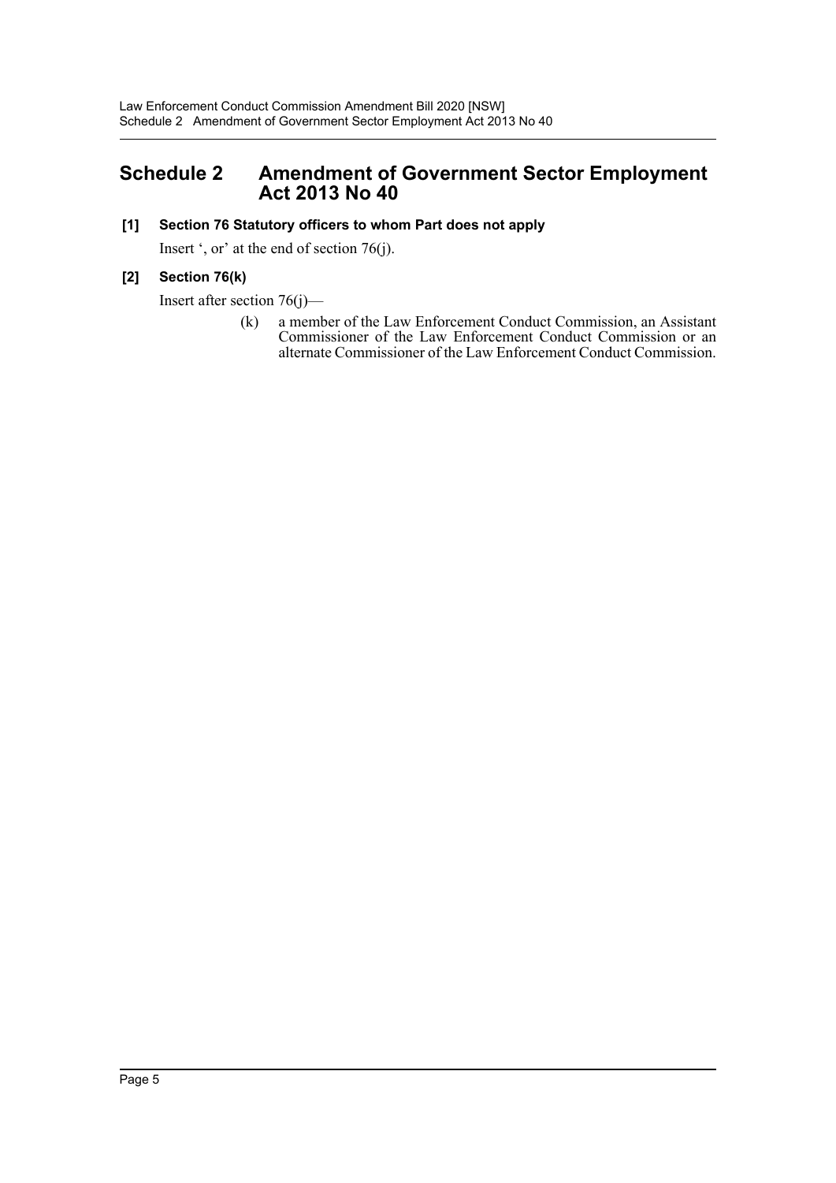## Schedule 2 Amendment of Government Sector Employment Act 2013 No 40

**[1] Section 76 Statutory officers to whom Part does not apply**

Insert ', or' at the end of section 76(j).

**[2] Section 76(k)**

Insert after section 76(j)—

(k) a member of the Law Enforcement Conduct Commission, an Assistant Commissioner of the Law Enforcement Conduct Commission or an alternate Commissioner of the Law Enforcement Conduct Commission.